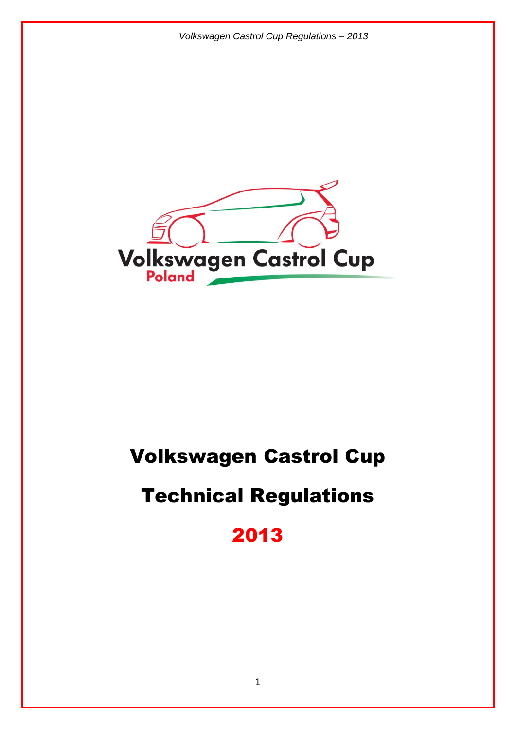# Volkswagen Castrol Cup

# Technical Regulations

# 2013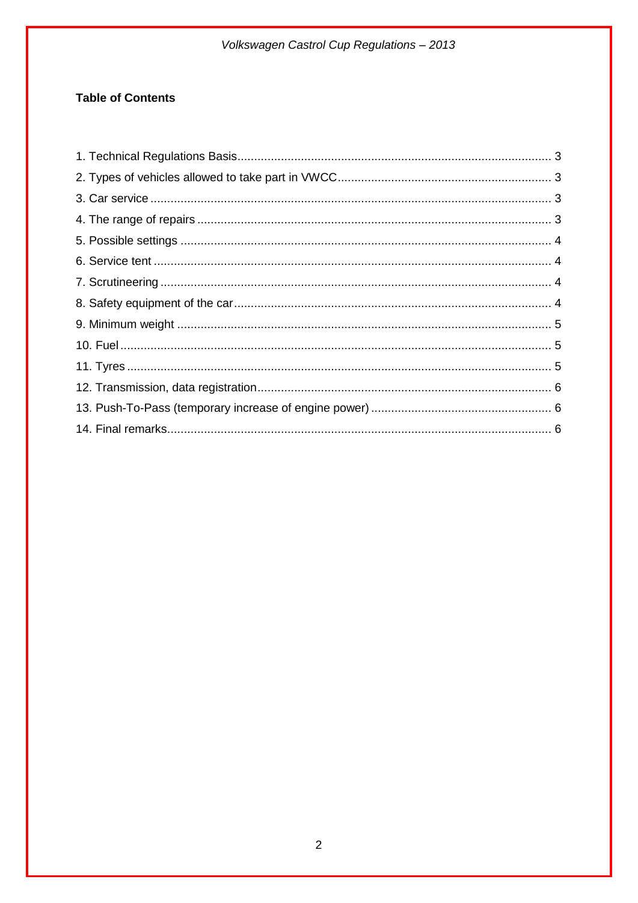**Table of Contents**

1. Technical Regulations Basis ........................................................ 3
2. Types of vehicles allowed to take part in VWCC ........................................................ 3
3. Car service ........................................................ 3
4. The range of repairs ........................................................ 3
5. Possible settings ........................................................ 4
6. Service tent ........................................................ 4
7. Scrutineering ........................................................ 4
8. Safety equipment of the car ........................................................ 4
9. Minimum weight ........................................................ 5
10. Fuel ........................................................ 5
11. Tyres ........................................................ 5
12. Transmission, data registration ........................................................ 6
13. Push-To-Pass (temporary increase of engine power) ........................................................ 6
14. Final remarks ........................................................ 6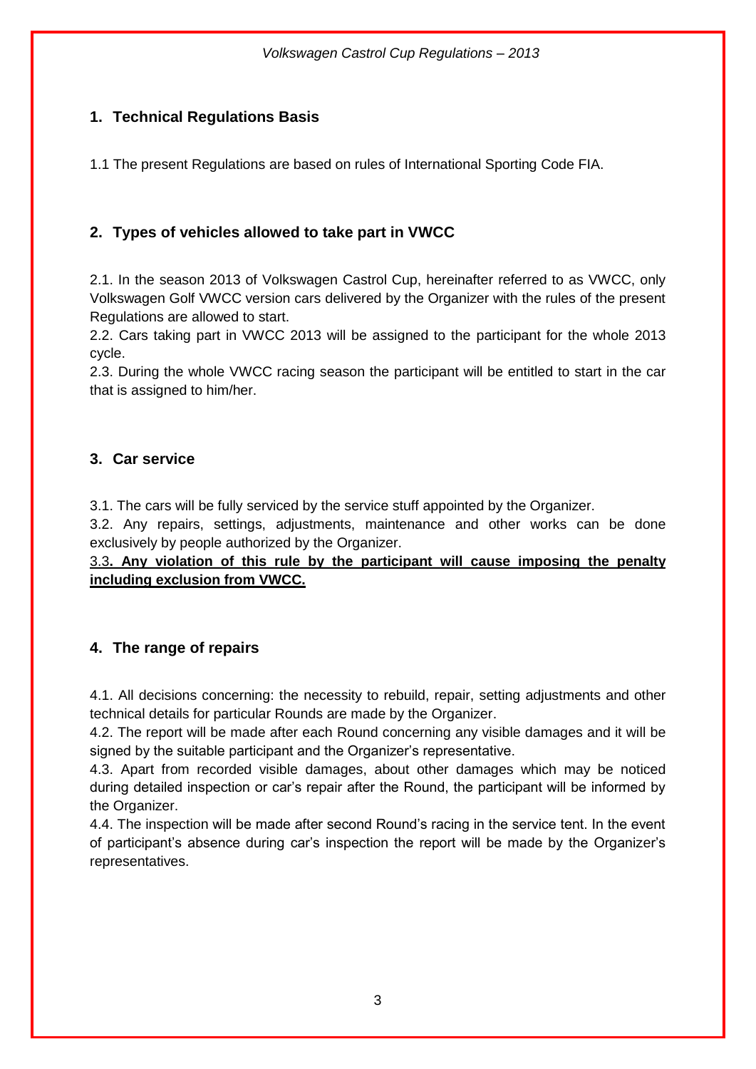## 1. Technical Regulations Basis

1.1 The present Regulations are based on rules of International Sporting Code FIA.

## 2. Types of vehicles allowed to take part in VWCC

2.1. In the season 2013 of Volkswagen Castrol Cup, hereinafter referred to as VWCC, only Volkswagen Golf VWCC version cars delivered by the Organizer with the rules of the present Regulations are allowed to start.
2.2. Cars taking part in VWCC 2013 will be assigned to the participant for the whole 2013 cycle.
2.3. During the whole VWCC racing season the participant will be entitled to start in the car that is assigned to him/her.

## 3. Car service

3.1. The cars will be fully serviced by the service stuff appointed by the Organizer.
3.2. Any repairs, settings, adjustments, maintenance and other works can be done exclusively by people authorized by the Organizer.
<u>3.3</u>**<u>. Any violation of this rule by the participant will cause imposing the penalty including exclusion from VWCC.</u>**

## 4. The range of repairs

4.1. All decisions concerning: the necessity to rebuild, repair, setting adjustments and other technical details for particular Rounds are made by the Organizer.
4.2. The report will be made after each Round concerning any visible damages and it will be signed by the suitable participant and the Organizer's representative.
4.3. Apart from recorded visible damages, about other damages which may be noticed during detailed inspection or car's repair after the Round, the participant will be informed by the Organizer.
4.4. The inspection will be made after second Round's racing in the service tent. In the event of participant's absence during car's inspection the report will be made by the Organizer's representatives.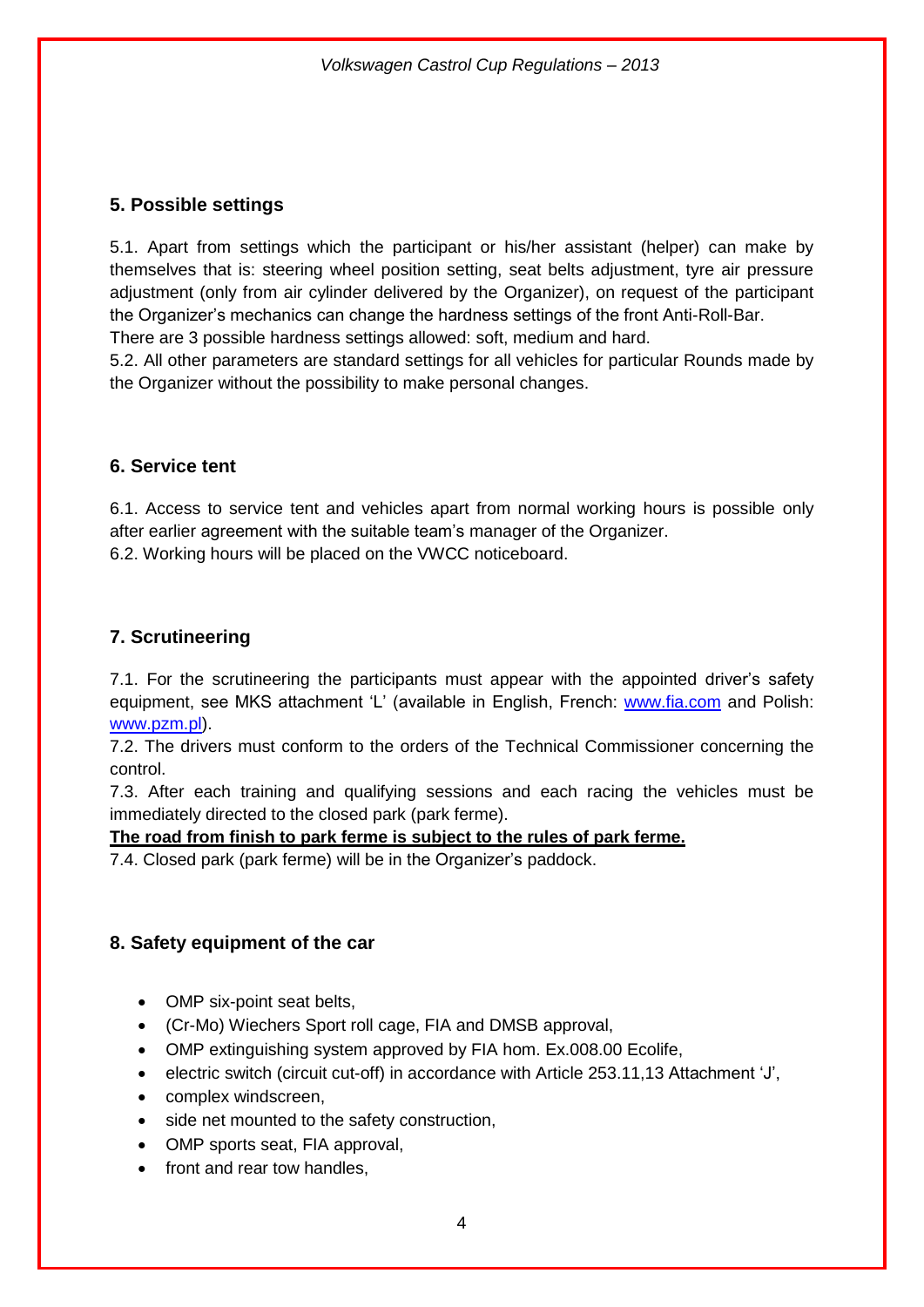## 5. Possible settings

5.1. Apart from settings which the participant or his/her assistant (helper) can make by themselves that is: steering wheel position setting, seat belts adjustment, tyre air pressure adjustment (only from air cylinder delivered by the Organizer), on request of the participant the Organizer's mechanics can change the hardness settings of the front Anti-Roll-Bar.
There are 3 possible hardness settings allowed: soft, medium and hard.
5.2. All other parameters are standard settings for all vehicles for particular Rounds made by the Organizer without the possibility to make personal changes.

## 6. Service tent

6.1. Access to service tent and vehicles apart from normal working hours is possible only after earlier agreement with the suitable team's manager of the Organizer.
6.2. Working hours will be placed on the VWCC noticeboard.

## 7. Scrutineering

7.1. For the scrutineering the participants must appear with the appointed driver's safety equipment, see MKS attachment 'L' (available in English, French: [www.fia.com](http://www.fia.com) and Polish: [www.pzm.pl](http://www.pzm.pl)).
7.2. The drivers must conform to the orders of the Technical Commissioner concerning the control.
7.3. After each training and qualifying sessions and each racing the vehicles must be immediately directed to the closed park (park ferme).
**<u>The road from finish to park ferme is subject to the rules of park ferme.</u>**
7.4. Closed park (park ferme) will be in the Organizer's paddock.

## 8. Safety equipment of the car

- OMP six-point seat belts,
- (Cr-Mo) Wiechers Sport roll cage, FIA and DMSB approval,
- OMP extinguishing system approved by FIA hom. Ex.008.00 Ecolife,
- electric switch (circuit cut-off) in accordance with Article 253.11,13 Attachment 'J',
- complex windscreen,
- side net mounted to the safety construction,
- OMP sports seat, FIA approval,
- front and rear tow handles,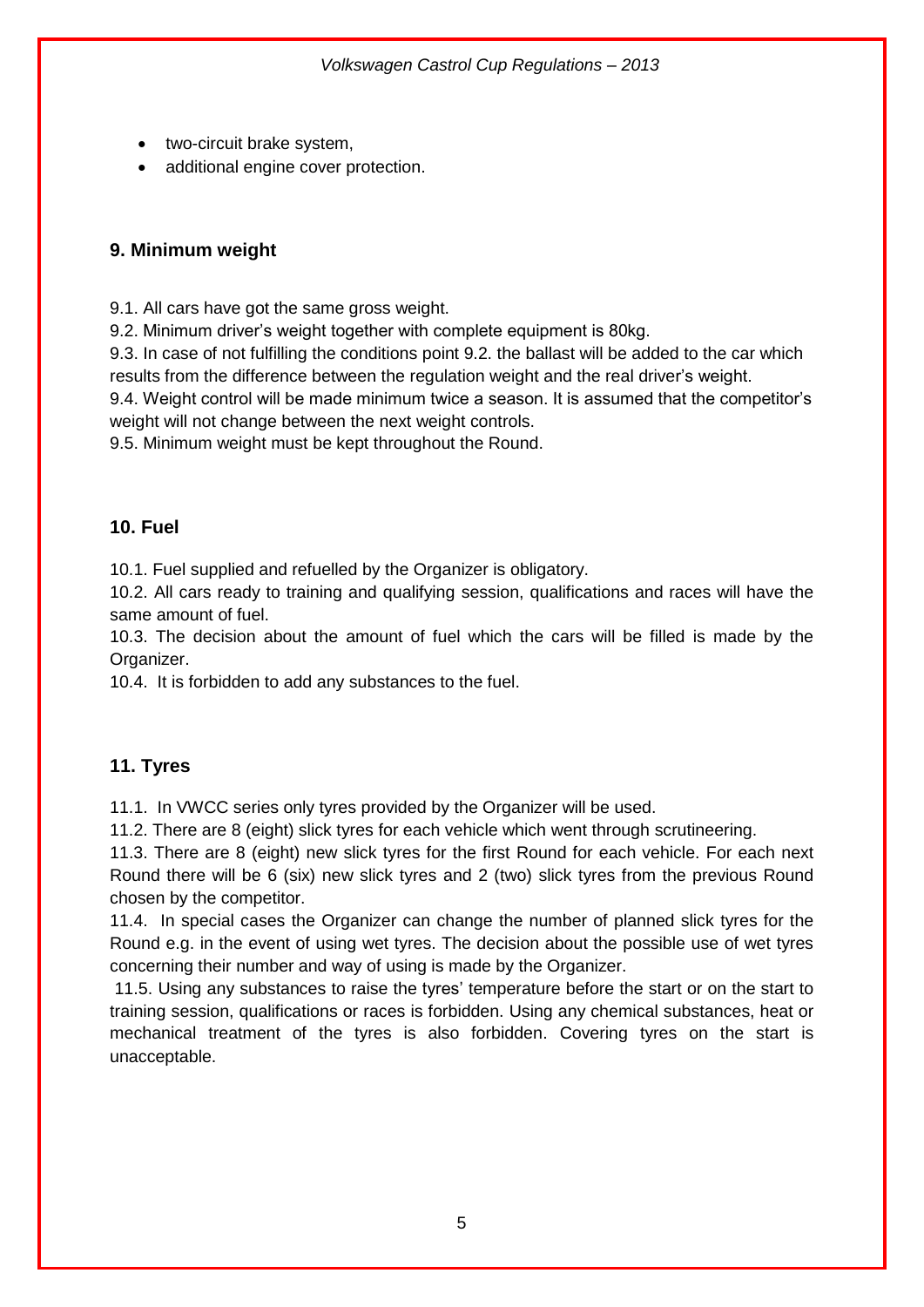- two-circuit brake system,
- additional engine cover protection.

## 9. Minimum weight

9.1. All cars have got the same gross weight.
9.2. Minimum driver's weight together with complete equipment is 80kg.
9.3. In case of not fulfilling the conditions point 9.2. the ballast will be added to the car which results from the difference between the regulation weight and the real driver's weight.
9.4. Weight control will be made minimum twice a season. It is assumed that the competitor's weight will not change between the next weight controls.
9.5. Minimum weight must be kept throughout the Round.

## 10. Fuel

10.1. Fuel supplied and refuelled by the Organizer is obligatory.
10.2. All cars ready to training and qualifying session, qualifications and races will have the same amount of fuel.
10.3. The decision about the amount of fuel which the cars will be filled is made by the Organizer.
10.4. It is forbidden to add any substances to the fuel.

## 11. Tyres

11.1. In VWCC series only tyres provided by the Organizer will be used.
11.2. There are 8 (eight) slick tyres for each vehicle which went through scrutineering.
11.3. There are 8 (eight) new slick tyres for the first Round for each vehicle. For each next Round there will be 6 (six) new slick tyres and 2 (two) slick tyres from the previous Round chosen by the competitor.
11.4. In special cases the Organizer can change the number of planned slick tyres for the Round e.g. in the event of using wet tyres. The decision about the possible use of wet tyres concerning their number and way of using is made by the Organizer.
11.5. Using any substances to raise the tyres' temperature before the start or on the start to training session, qualifications or races is forbidden. Using any chemical substances, heat or mechanical treatment of the tyres is also forbidden. Covering tyres on the start is unacceptable.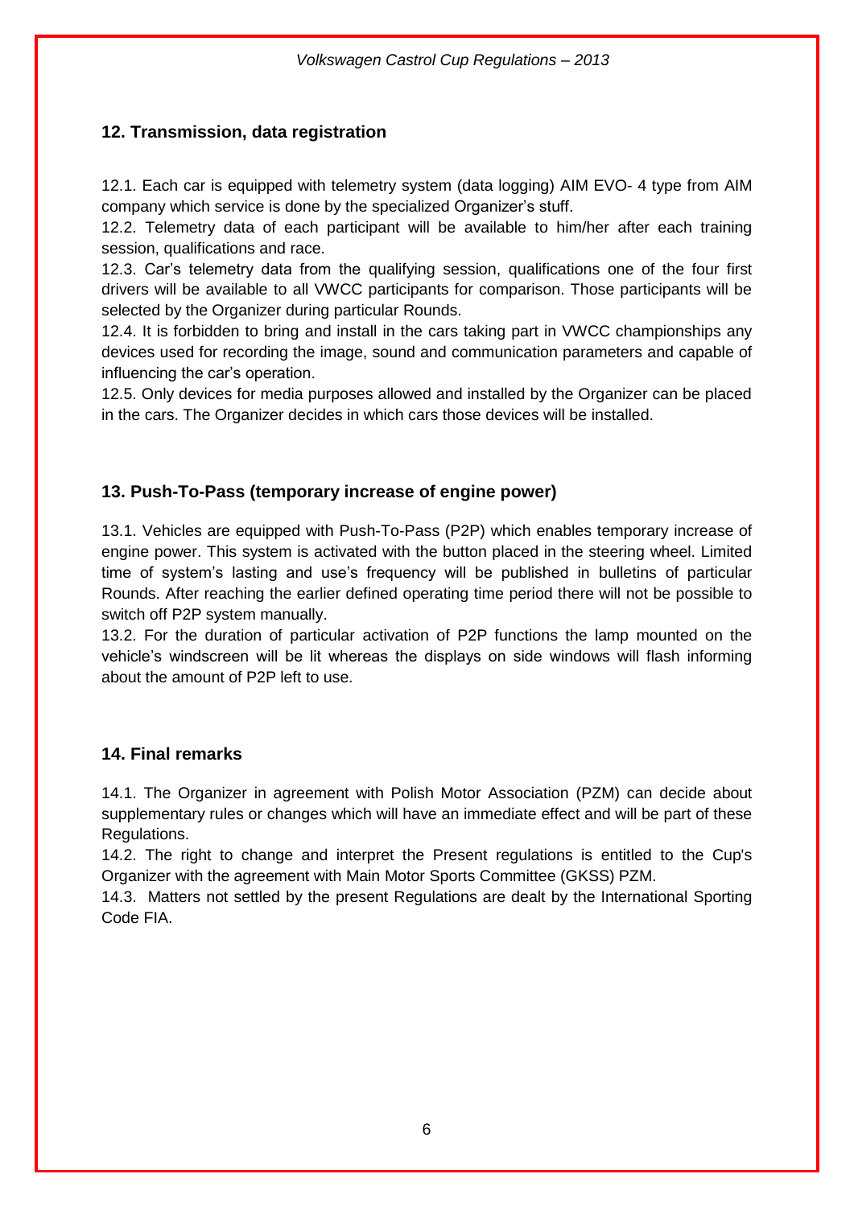## 12. Transmission, data registration

12.1. Each car is equipped with telemetry system (data logging) AIM EVO- 4 type from AIM company which service is done by the specialized Organizer's stuff.
12.2. Telemetry data of each participant will be available to him/her after each training session, qualifications and race.
12.3. Car's telemetry data from the qualifying session, qualifications one of the four first drivers will be available to all VWCC participants for comparison. Those participants will be selected by the Organizer during particular Rounds.
12.4. It is forbidden to bring and install in the cars taking part in VWCC championships any devices used for recording the image, sound and communication parameters and capable of influencing the car's operation.
12.5. Only devices for media purposes allowed and installed by the Organizer can be placed in the cars. The Organizer decides in which cars those devices will be installed.

## 13. Push-To-Pass (temporary increase of engine power)

13.1. Vehicles are equipped with Push-To-Pass (P2P) which enables temporary increase of engine power. This system is activated with the button placed in the steering wheel. Limited time of system's lasting and use's frequency will be published in bulletins of particular Rounds. After reaching the earlier defined operating time period there will not be possible to switch off P2P system manually.
13.2. For the duration of particular activation of P2P functions the lamp mounted on the vehicle's windscreen will be lit whereas the displays on side windows will flash informing about the amount of P2P left to use.

## 14. Final remarks

14.1. The Organizer in agreement with Polish Motor Association (PZM) can decide about supplementary rules or changes which will have an immediate effect and will be part of these Regulations.
14.2. The right to change and interpret the Present regulations is entitled to the Cup's Organizer with the agreement with Main Motor Sports Committee (GKSS) PZM.
14.3. Matters not settled by the present Regulations are dealt by the International Sporting Code FIA.